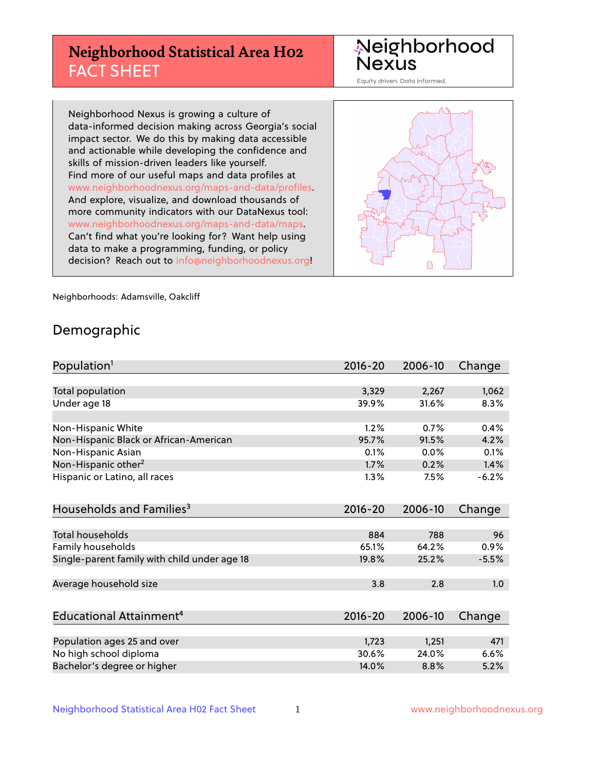# Neighborhood Statistical Area H02 FACT SHEET

Neighborhood Nexus

Equity driven. Data informed.

Neighborhood Nexus is growing a culture of data-informed decision making across Georgia's social impact sector. We do this by making data accessible and actionable while developing the confidence and skills of mission-driven leaders like yourself. Find more of our useful maps and data profiles at www.neighborhoodnexus.org/maps-and-data/profiles. And explore, visualize, and download thousands of more community indicators with our DataNexus tool: www.neighborhoodnexus.org/maps-and-data/maps. Can't find what you're looking for? Want help using data to make a programming, funding, or policy decision? Reach out to info@neighborhoodnexus.org!

Neighborhoods: Adamsville, Oakcliff

## Demographic

| Population[1] | 2016-20 | 2006-10 | Change |
|---|---|---|---|
| Total population | 3,329 | 2,267 | 1,062 |
| Under age 18 | 39.9% | 31.6% | 8.3% |
| | | | |
| Non-Hispanic White | 1.2% | 0.7% | 0.4% |
| Non-Hispanic Black or African-American | 95.7% | 91.5% | 4.2% |
| Non-Hispanic Asian | 0.1% | 0.0% | 0.1% |
| Non-Hispanic other[2] | 1.7% | 0.2% | 1.4% |
| Hispanic or Latino, all races | 1.3% | 7.5% | -6.2% |

| Households and Families[3] | 2016-20 | 2006-10 | Change |
|---|---|---|---|
| Total households | 884 | 788 | 96 |
| Family households | 65.1% | 64.2% | 0.9% |
| Single-parent family with child under age 18 | 19.8% | 25.2% | -5.5% |
| | | | |
| Average household size | 3.8 | 2.8 | 1.0 |

| Educational Attainment[4] | 2016-20 | 2006-10 | Change |
|---|---|---|---|
| Population ages 25 and over | 1,723 | 1,251 | 471 |
| No high school diploma | 30.6% | 24.0% | 6.6% |
| Bachelor's degree or higher | 14.0% | 8.8% | 5.2% |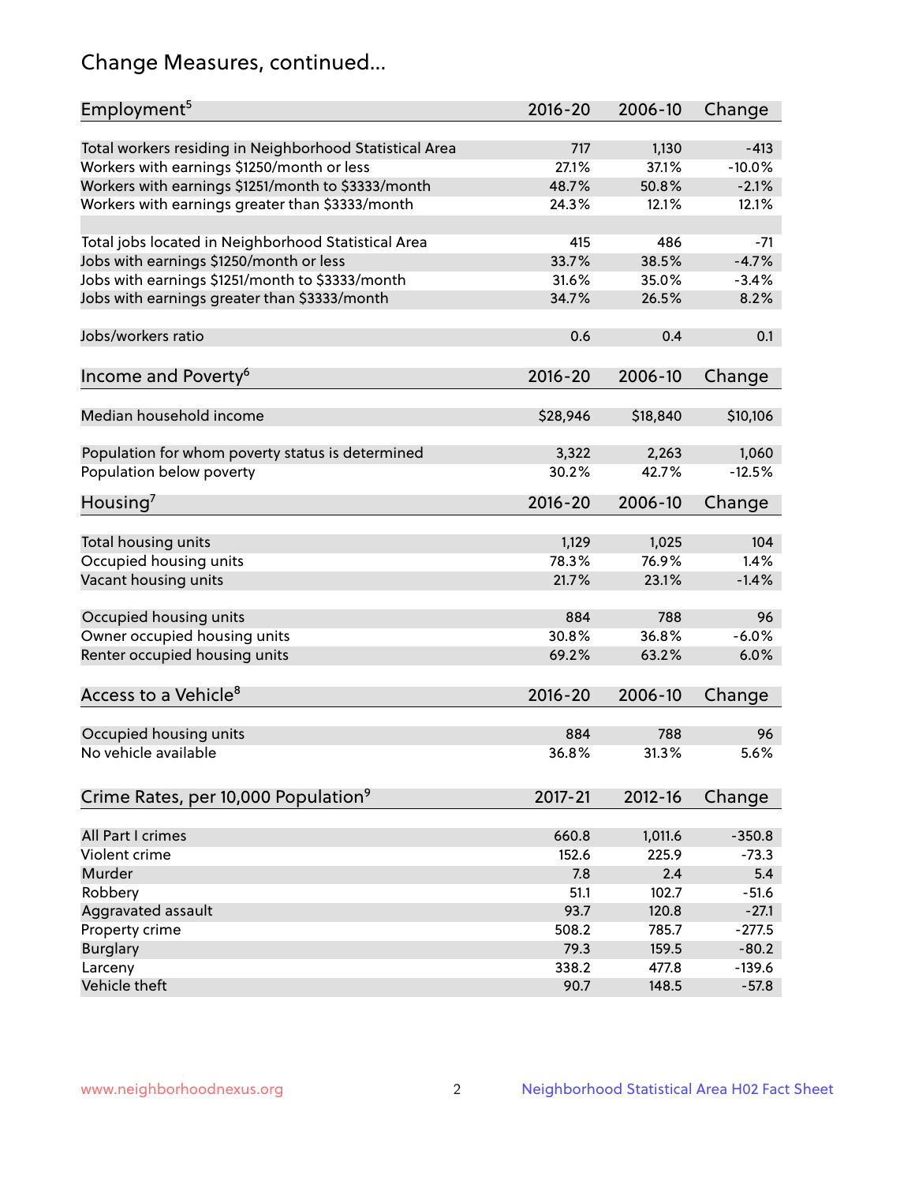# Change Measures, continued...

| Employment[5] | 2016-20 | 2006-10 | Change |
|---|---|---|---|
| Total workers residing in Neighborhood Statistical Area | 717 | 1,130 | -413 |
| Workers with earnings $1250/month or less | 27.1% | 37.1% | -10.0% |
| Workers with earnings $1251/month to $3333/month | 48.7% | 50.8% | -2.1% |
| Workers with earnings greater than $3333/month | 24.3% | 12.1% | 12.1% |
| Total jobs located in Neighborhood Statistical Area | 415 | 486 | -71 |
| Jobs with earnings $1250/month or less | 33.7% | 38.5% | -4.7% |
| Jobs with earnings $1251/month to $3333/month | 31.6% | 35.0% | -3.4% |
| Jobs with earnings greater than $3333/month | 34.7% | 26.5% | 8.2% |
| Jobs/workers ratio | 0.6 | 0.4 | 0.1 |

| Income and Poverty[6] | 2016-20 | 2006-10 | Change |
|---|---|---|---|
| Median household income | $28,946 | $18,840 | $10,106 |
| Population for whom poverty status is determined | 3,322 | 2,263 | 1,060 |
| Population below poverty | 30.2% | 42.7% | -12.5% |

| Housing[7] | 2016-20 | 2006-10 | Change |
|---|---|---|---|
| Total housing units | 1,129 | 1,025 | 104 |
| Occupied housing units | 78.3% | 76.9% | 1.4% |
| Vacant housing units | 21.7% | 23.1% | -1.4% |
| Occupied housing units | 884 | 788 | 96 |
| Owner occupied housing units | 30.8% | 36.8% | -6.0% |
| Renter occupied housing units | 69.2% | 63.2% | 6.0% |

| Access to a Vehicle[8] | 2016-20 | 2006-10 | Change |
|---|---|---|---|
| Occupied housing units | 884 | 788 | 96 |
| No vehicle available | 36.8% | 31.3% | 5.6% |

| Crime Rates, per 10,000 Population[9] | 2017-21 | 2012-16 | Change |
|---|---|---|---|
| All Part I crimes | 660.8 | 1,011.6 | -350.8 |
| Violent crime | 152.6 | 225.9 | -73.3 |
| Murder | 7.8 | 2.4 | 5.4 |
| Robbery | 51.1 | 102.7 | -51.6 |
| Aggravated assault | 93.7 | 120.8 | -27.1 |
| Property crime | 508.2 | 785.7 | -277.5 |
| Burglary | 79.3 | 159.5 | -80.2 |
| Larceny | 338.2 | 477.8 | -139.6 |
| Vehicle theft | 90.7 | 148.5 | -57.8 |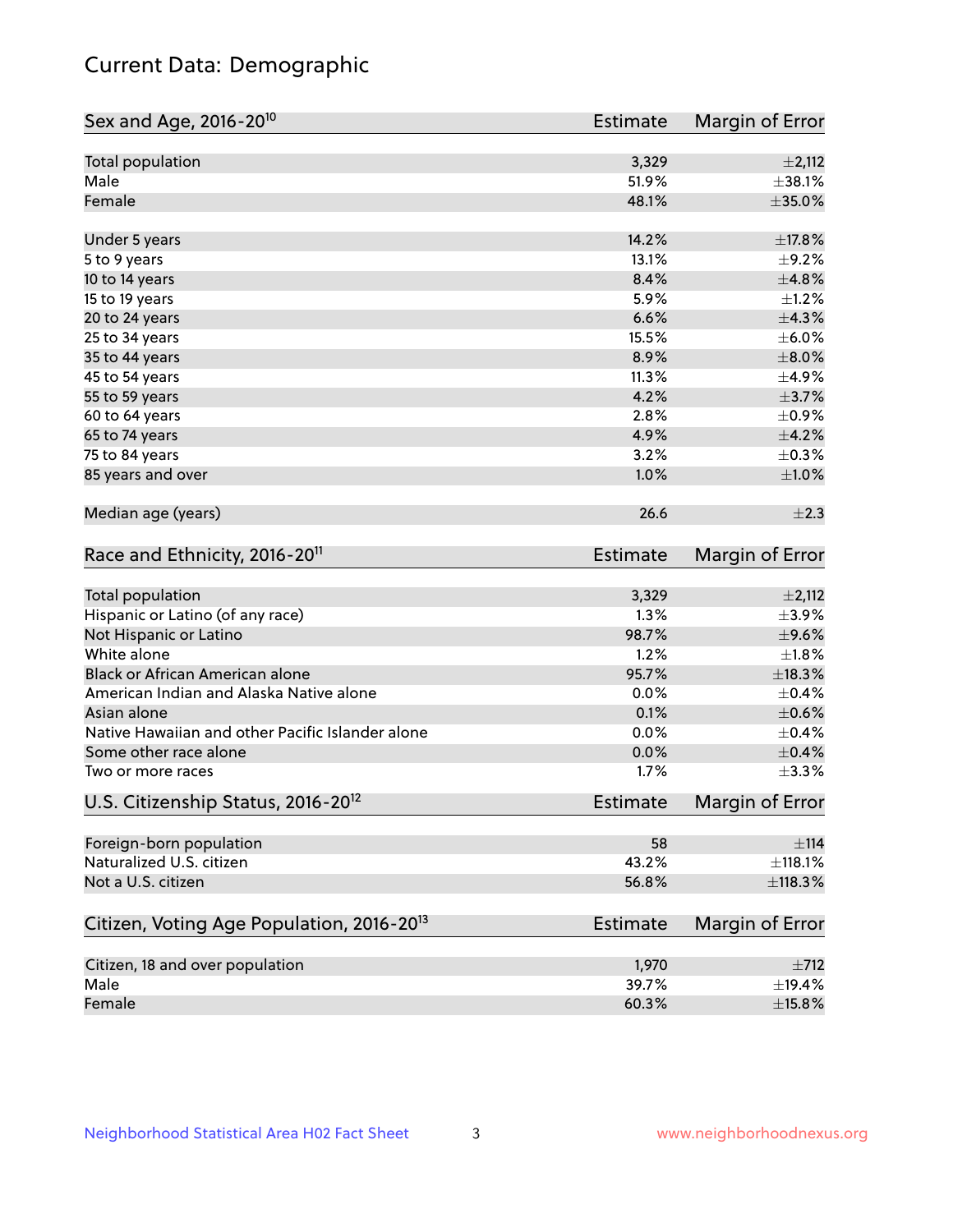# Current Data: Demographic

| Sex and Age, 2016-20[10] | Estimate | Margin of Error |
|---|---|---|
| Total population | 3,329 | ±2,112 |
| Male | 51.9% | ±38.1% |
| Female | 48.1% | ±35.0% |
| Under 5 years | 14.2% | ±17.8% |
| 5 to 9 years | 13.1% | ±9.2% |
| 10 to 14 years | 8.4% | ±4.8% |
| 15 to 19 years | 5.9% | ±1.2% |
| 20 to 24 years | 6.6% | ±4.3% |
| 25 to 34 years | 15.5% | ±6.0% |
| 35 to 44 years | 8.9% | ±8.0% |
| 45 to 54 years | 11.3% | ±4.9% |
| 55 to 59 years | 4.2% | ±3.7% |
| 60 to 64 years | 2.8% | ±0.9% |
| 65 to 74 years | 4.9% | ±4.2% |
| 75 to 84 years | 3.2% | ±0.3% |
| 85 years and over | 1.0% | ±1.0% |
| Median age (years) | 26.6 | ±2.3 |

| Race and Ethnicity, 2016-20[11] | Estimate | Margin of Error |
|---|---|---|
| Total population | 3,329 | ±2,112 |
| Hispanic or Latino (of any race) | 1.3% | ±3.9% |
| Not Hispanic or Latino | 98.7% | ±9.6% |
| White alone | 1.2% | ±1.8% |
| Black or African American alone | 95.7% | ±18.3% |
| American Indian and Alaska Native alone | 0.0% | ±0.4% |
| Asian alone | 0.1% | ±0.6% |
| Native Hawaiian and other Pacific Islander alone | 0.0% | ±0.4% |
| Some other race alone | 0.0% | ±0.4% |
| Two or more races | 1.7% | ±3.3% |

| U.S. Citizenship Status, 2016-20[12] | Estimate | Margin of Error |
|---|---|---|
| Foreign-born population | 58 | ±114 |
| Naturalized U.S. citizen | 43.2% | ±118.1% |
| Not a U.S. citizen | 56.8% | ±118.3% |

| Citizen, Voting Age Population, 2016-20[13] | Estimate | Margin of Error |
|---|---|---|
| Citizen, 18 and over population | 1,970 | ±712 |
| Male | 39.7% | ±19.4% |
| Female | 60.3% | ±15.8% |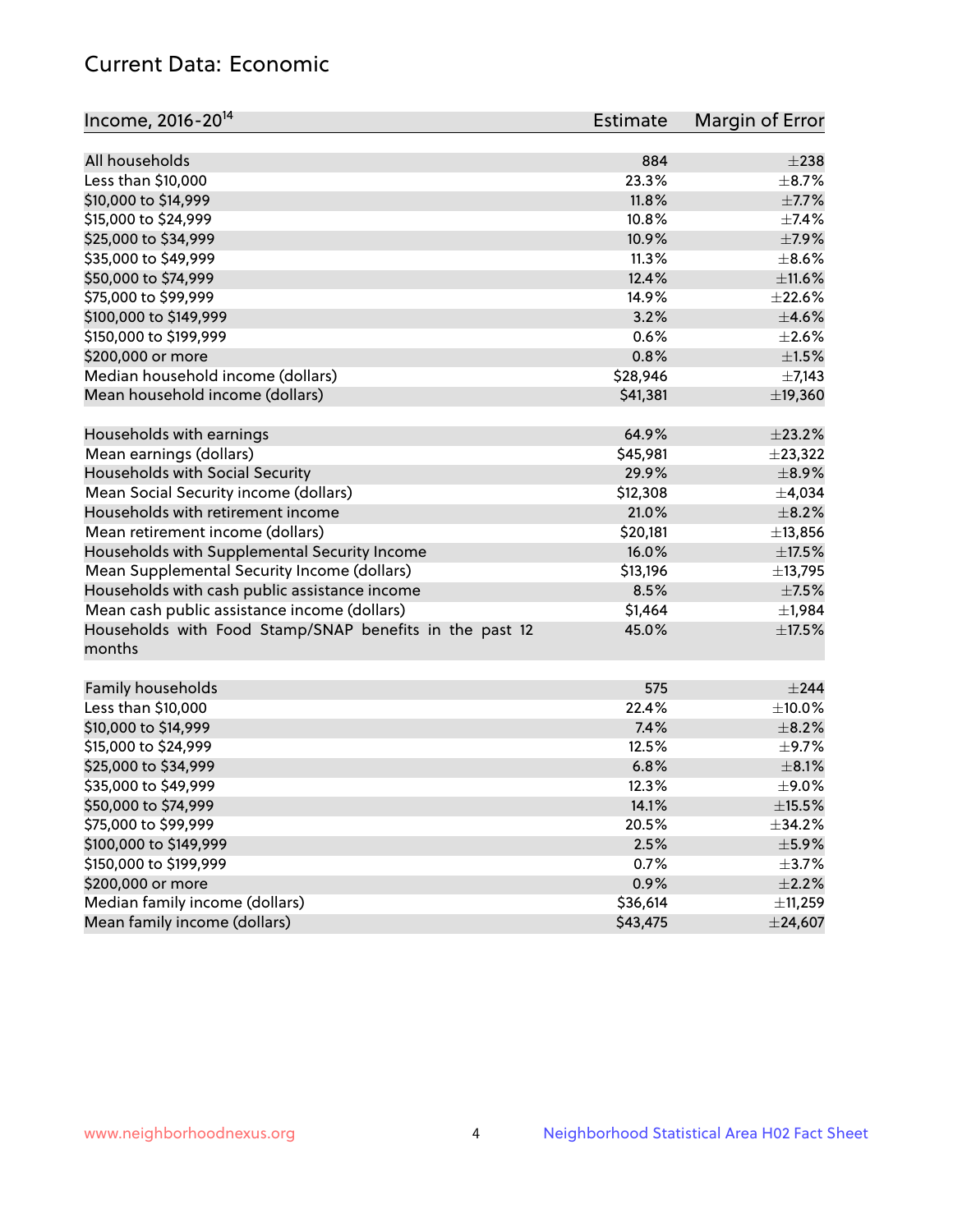## Current Data: Economic

| Income, 2016-20[14] | Estimate | Margin of Error |
|---|---|---|
| All households | 884 | ±238 |
| Less than $10,000 | 23.3% | ±8.7% |
| $10,000 to $14,999 | 11.8% | ±7.7% |
| $15,000 to $24,999 | 10.8% | ±7.4% |
| $25,000 to $34,999 | 10.9% | ±7.9% |
| $35,000 to $49,999 | 11.3% | ±8.6% |
| $50,000 to $74,999 | 12.4% | ±11.6% |
| $75,000 to $99,999 | 14.9% | ±22.6% |
| $100,000 to $149,999 | 3.2% | ±4.6% |
| $150,000 to $199,999 | 0.6% | ±2.6% |
| $200,000 or more | 0.8% | ±1.5% |
| Median household income (dollars) | $28,946 | ±7,143 |
| Mean household income (dollars) | $41,381 | ±19,360 |
| Households with earnings | 64.9% | ±23.2% |
| Mean earnings (dollars) | $45,981 | ±23,322 |
| Households with Social Security | 29.9% | ±8.9% |
| Mean Social Security income (dollars) | $12,308 | ±4,034 |
| Households with retirement income | 21.0% | ±8.2% |
| Mean retirement income (dollars) | $20,181 | ±13,856 |
| Households with Supplemental Security Income | 16.0% | ±17.5% |
| Mean Supplemental Security Income (dollars) | $13,196 | ±13,795 |
| Households with cash public assistance income | 8.5% | ±7.5% |
| Mean cash public assistance income (dollars) | $1,464 | ±1,984 |
| Households with Food Stamp/SNAP benefits in the past 12 months | 45.0% | ±17.5% |
| Family households | 575 | ±244 |
| Less than $10,000 | 22.4% | ±10.0% |
| $10,000 to $14,999 | 7.4% | ±8.2% |
| $15,000 to $24,999 | 12.5% | ±9.7% |
| $25,000 to $34,999 | 6.8% | ±8.1% |
| $35,000 to $49,999 | 12.3% | ±9.0% |
| $50,000 to $74,999 | 14.1% | ±15.5% |
| $75,000 to $99,999 | 20.5% | ±34.2% |
| $100,000 to $149,999 | 2.5% | ±5.9% |
| $150,000 to $199,999 | 0.7% | ±3.7% |
| $200,000 or more | 0.9% | ±2.2% |
| Median family income (dollars) | $36,614 | ±11,259 |
| Mean family income (dollars) | $43,475 | ±24,607 |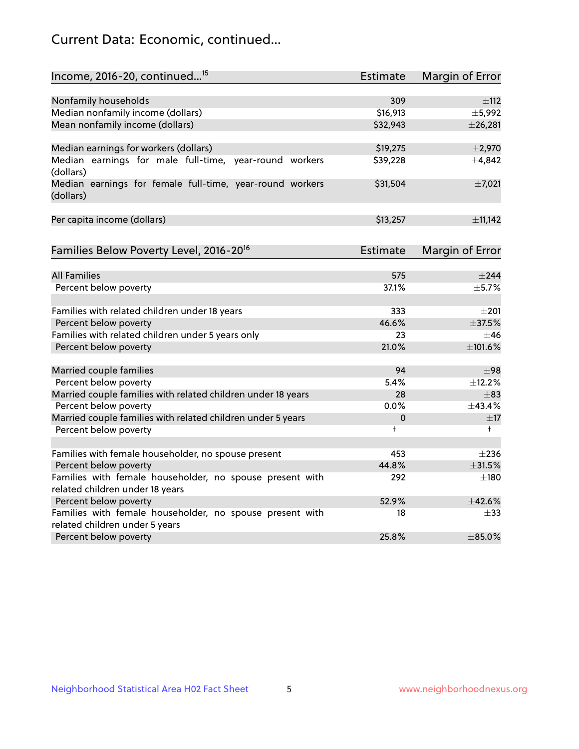## Current Data: Economic, continued...

| Income, 2016-20, continued...[15] | Estimate | Margin of Error |
|---|---|---|
| Nonfamily households | 309 | ±112 |
| Median nonfamily income (dollars) | $16,913 | ±5,992 |
| Mean nonfamily income (dollars) | $32,943 | ±26,281 |
| | | |
| Median earnings for workers (dollars) | $19,275 | ±2,970 |
| Median earnings for male full-time, year-round workers (dollars) | $39,228 | ±4,842 |
| Median earnings for female full-time, year-round workers (dollars) | $31,504 | ±7,021 |
| | | |
| Per capita income (dollars) | $13,257 | ±11,142 |

| Families Below Poverty Level, 2016-20[16] | Estimate | Margin of Error |
|---|---|---|
| All Families | 575 | ±244 |
| Percent below poverty | 37.1% | ±5.7% |
| | | |
| Families with related children under 18 years | 333 | ±201 |
| Percent below poverty | 46.6% | ±37.5% |
| Families with related children under 5 years only | 23 | ±46 |
| Percent below poverty | 21.0% | ±101.6% |
| | | |
| Married couple families | 94 | ±98 |
| Percent below poverty | 5.4% | ±12.2% |
| Married couple families with related children under 18 years | 28 | ±83 |
| Percent below poverty | 0.0% | ±43.4% |
| Married couple families with related children under 5 years | 0 | ±17 |
| Percent below poverty | † | † |
| | | |
| Families with female householder, no spouse present | 453 | ±236 |
| Percent below poverty | 44.8% | ±31.5% |
| Families with female householder, no spouse present with related children under 18 years | 292 | ±180 |
| Percent below poverty | 52.9% | ±42.6% |
| Families with female householder, no spouse present with related children under 5 years | 18 | ±33 |
| Percent below poverty | 25.8% | ±85.0% |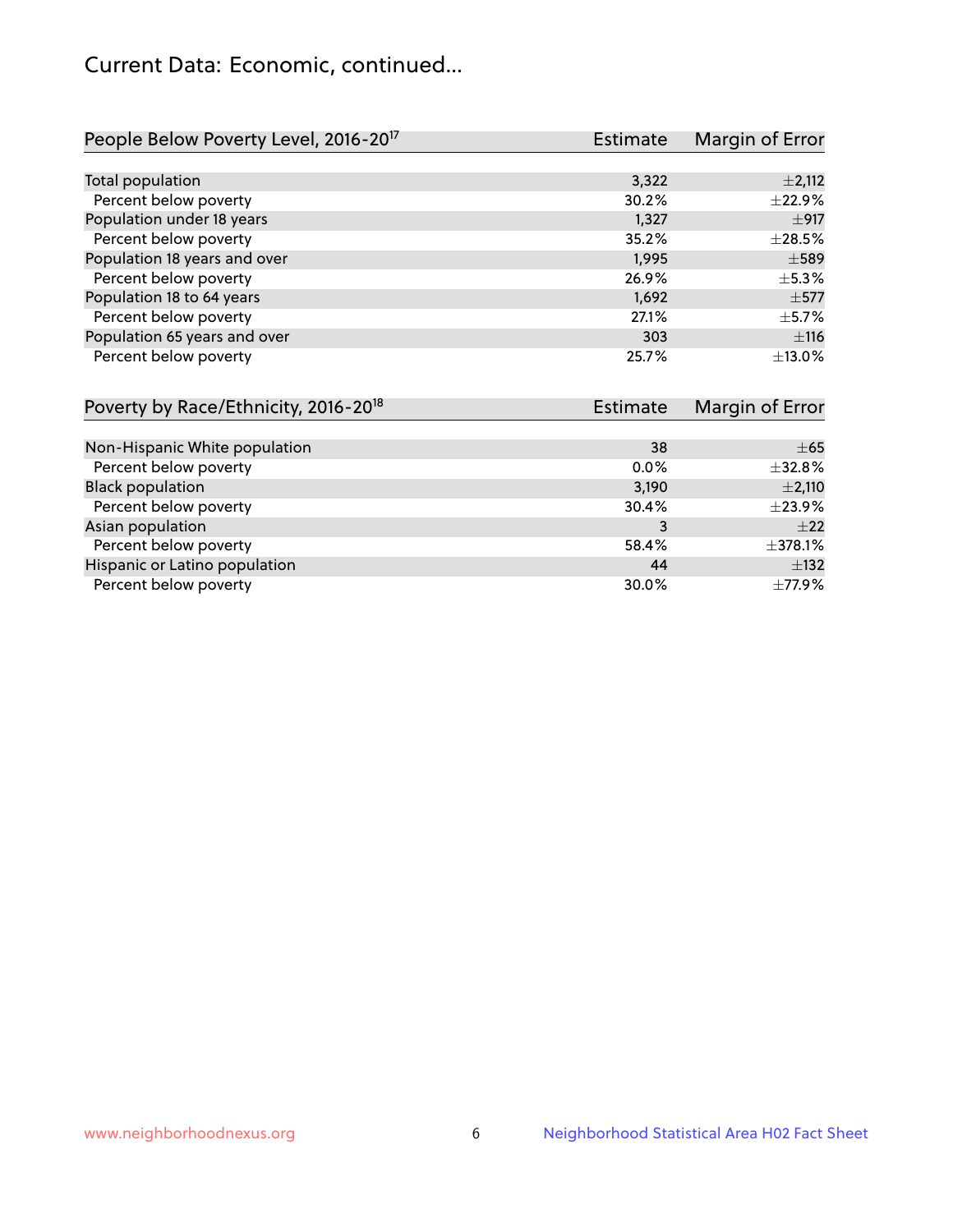## Current Data: Economic, continued...

| People Below Poverty Level, 2016-20[17] | Estimate | Margin of Error |
|---|---|---|
| Total population | 3,322 | ±2,112 |
| Percent below poverty | 30.2% | ±22.9% |
| Population under 18 years | 1,327 | ±917 |
| Percent below poverty | 35.2% | ±28.5% |
| Population 18 years and over | 1,995 | ±589 |
| Percent below poverty | 26.9% | ±5.3% |
| Population 18 to 64 years | 1,692 | ±577 |
| Percent below poverty | 27.1% | ±5.7% |
| Population 65 years and over | 303 | ±116 |
| Percent below poverty | 25.7% | ±13.0% |

| Poverty by Race/Ethnicity, 2016-20[18] | Estimate | Margin of Error |
|---|---|---|
| Non-Hispanic White population | 38 | ±65 |
| Percent below poverty | 0.0% | ±32.8% |
| Black population | 3,190 | ±2,110 |
| Percent below poverty | 30.4% | ±23.9% |
| Asian population | 3 | ±22 |
| Percent below poverty | 58.4% | ±378.1% |
| Hispanic or Latino population | 44 | ±132 |
| Percent below poverty | 30.0% | ±77.9% |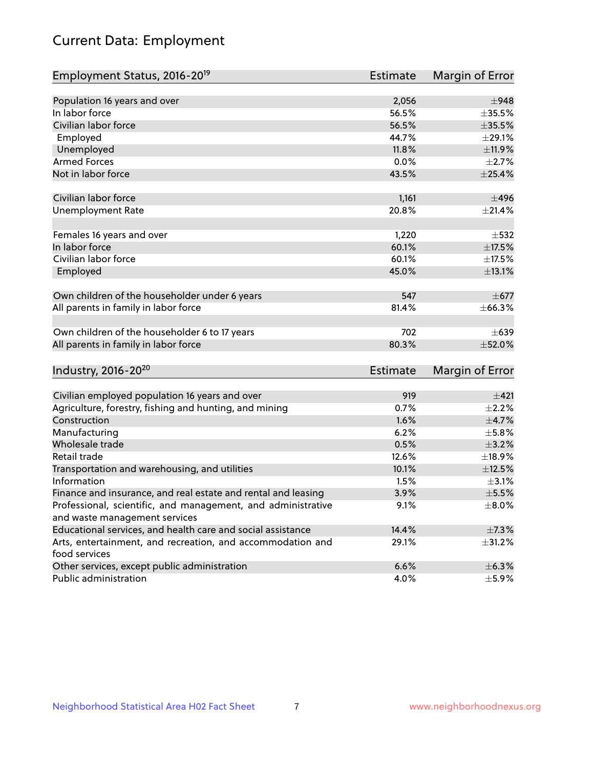# Current Data: Employment

| Employment Status, 2016-20[19] | Estimate | Margin of Error |
|---|---|---|
| Population 16 years and over | 2,056 | ±948 |
| In labor force | 56.5% | ±35.5% |
| Civilian labor force | 56.5% | ±35.5% |
| Employed | 44.7% | ±29.1% |
| Unemployed | 11.8% | ±11.9% |
| Armed Forces | 0.0% | ±2.7% |
| Not in labor force | 43.5% | ±25.4% |
| | | |
| Civilian labor force | 1,161 | ±496 |
| Unemployment Rate | 20.8% | ±21.4% |
| | | |
| Females 16 years and over | 1,220 | ±532 |
| In labor force | 60.1% | ±17.5% |
| Civilian labor force | 60.1% | ±17.5% |
| Employed | 45.0% | ±13.1% |
| | | |
| Own children of the householder under 6 years | 547 | ±677 |
| All parents in family in labor force | 81.4% | ±66.3% |
| | | |
| Own children of the householder 6 to 17 years | 702 | ±639 |
| All parents in family in labor force | 80.3% | ±52.0% |

| Industry, 2016-20[20] | Estimate | Margin of Error |
|---|---|---|
| Civilian employed population 16 years and over | 919 | ±421 |
| Agriculture, forestry, fishing and hunting, and mining | 0.7% | ±2.2% |
| Construction | 1.6% | ±4.7% |
| Manufacturing | 6.2% | ±5.8% |
| Wholesale trade | 0.5% | ±3.2% |
| Retail trade | 12.6% | ±18.9% |
| Transportation and warehousing, and utilities | 10.1% | ±12.5% |
| Information | 1.5% | ±3.1% |
| Finance and insurance, and real estate and rental and leasing | 3.9% | ±5.5% |
| Professional, scientific, and management, and administrative and waste management services | 9.1% | ±8.0% |
| Educational services, and health care and social assistance | 14.4% | ±7.3% |
| Arts, entertainment, and recreation, and accommodation and food services | 29.1% | ±31.2% |
| Other services, except public administration | 6.6% | ±6.3% |
| Public administration | 4.0% | ±5.9% |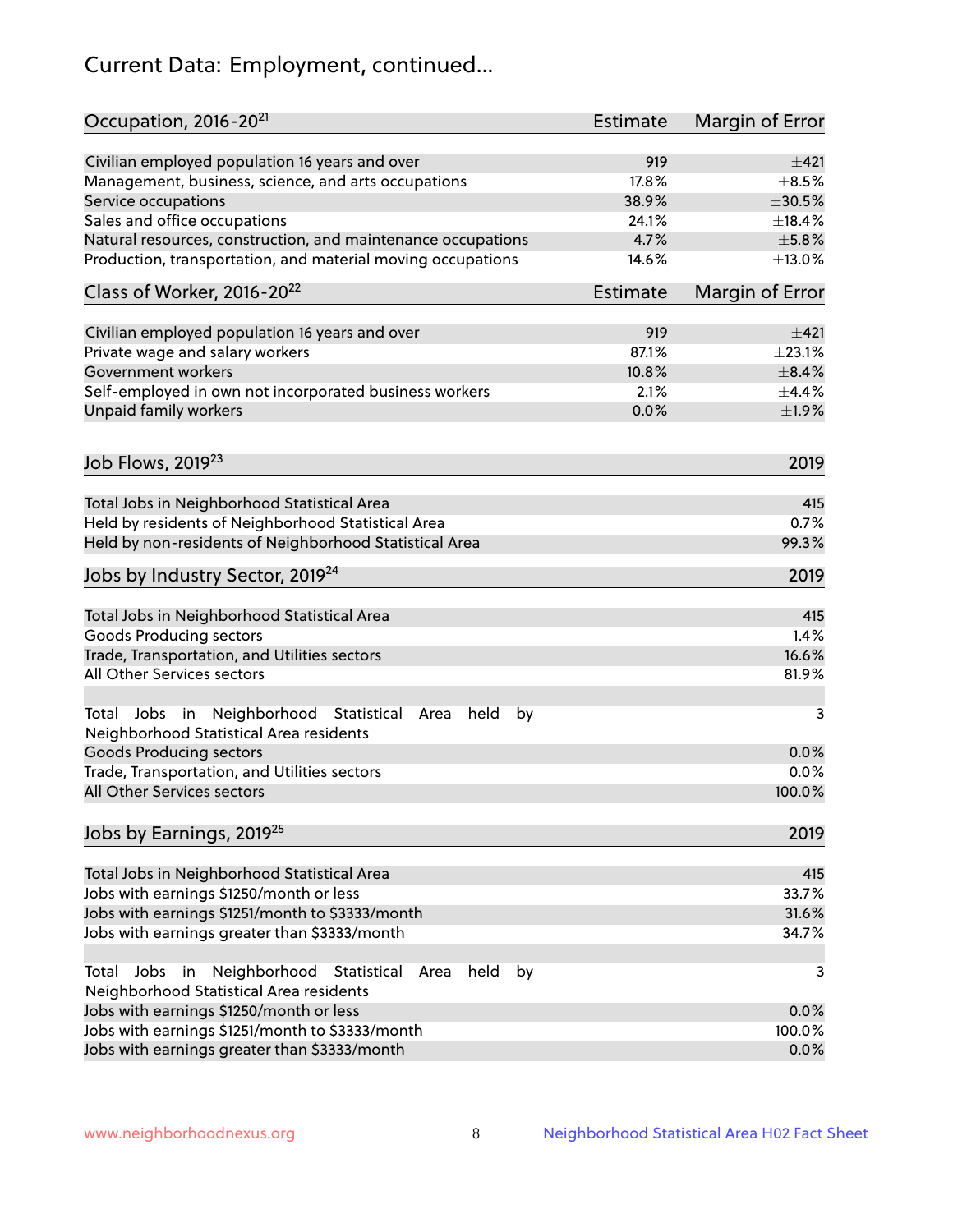# Current Data: Employment, continued...

| Occupation, 2016-20[21] | Estimate | Margin of Error |
|---|---|---|
| Civilian employed population 16 years and over | 919 | ±421 |
| Management, business, science, and arts occupations | 17.8% | ±8.5% |
| Service occupations | 38.9% | ±30.5% |
| Sales and office occupations | 24.1% | ±18.4% |
| Natural resources, construction, and maintenance occupations | 4.7% | ±5.8% |
| Production, transportation, and material moving occupations | 14.6% | ±13.0% |

| Class of Worker, 2016-20[22] | Estimate | Margin of Error |
|---|---|---|
| Civilian employed population 16 years and over | 919 | ±421 |
| Private wage and salary workers | 87.1% | ±23.1% |
| Government workers | 10.8% | ±8.4% |
| Self-employed in own not incorporated business workers | 2.1% | ±4.4% |
| Unpaid family workers | 0.0% | ±1.9% |

| Job Flows, 2019[23] | 2019 |
|---|---|
| Total Jobs in Neighborhood Statistical Area | 415 |
| Held by residents of Neighborhood Statistical Area | 0.7% |
| Held by non-residents of Neighborhood Statistical Area | 99.3% |

| Jobs by Industry Sector, 2019[24] | 2019 |
|---|---|
| Total Jobs in Neighborhood Statistical Area | 415 |
| Goods Producing sectors | 1.4% |
| Trade, Transportation, and Utilities sectors | 16.6% |
| All Other Services sectors | 81.9% |
| | |
| Total Jobs in Neighborhood Statistical Area held by Neighborhood Statistical Area residents | 3 |
| Goods Producing sectors | 0.0% |
| Trade, Transportation, and Utilities sectors | 0.0% |
| All Other Services sectors | 100.0% |

| Jobs by Earnings, 2019[25] | 2019 |
|---|---|
| Total Jobs in Neighborhood Statistical Area | 415 |
| Jobs with earnings $1250/month or less | 33.7% |
| Jobs with earnings $1251/month to $3333/month | 31.6% |
| Jobs with earnings greater than $3333/month | 34.7% |
| | |
| Total Jobs in Neighborhood Statistical Area held by Neighborhood Statistical Area residents | 3 |
| Jobs with earnings $1250/month or less | 0.0% |
| Jobs with earnings $1251/month to $3333/month | 100.0% |
| Jobs with earnings greater than $3333/month | 0.0% |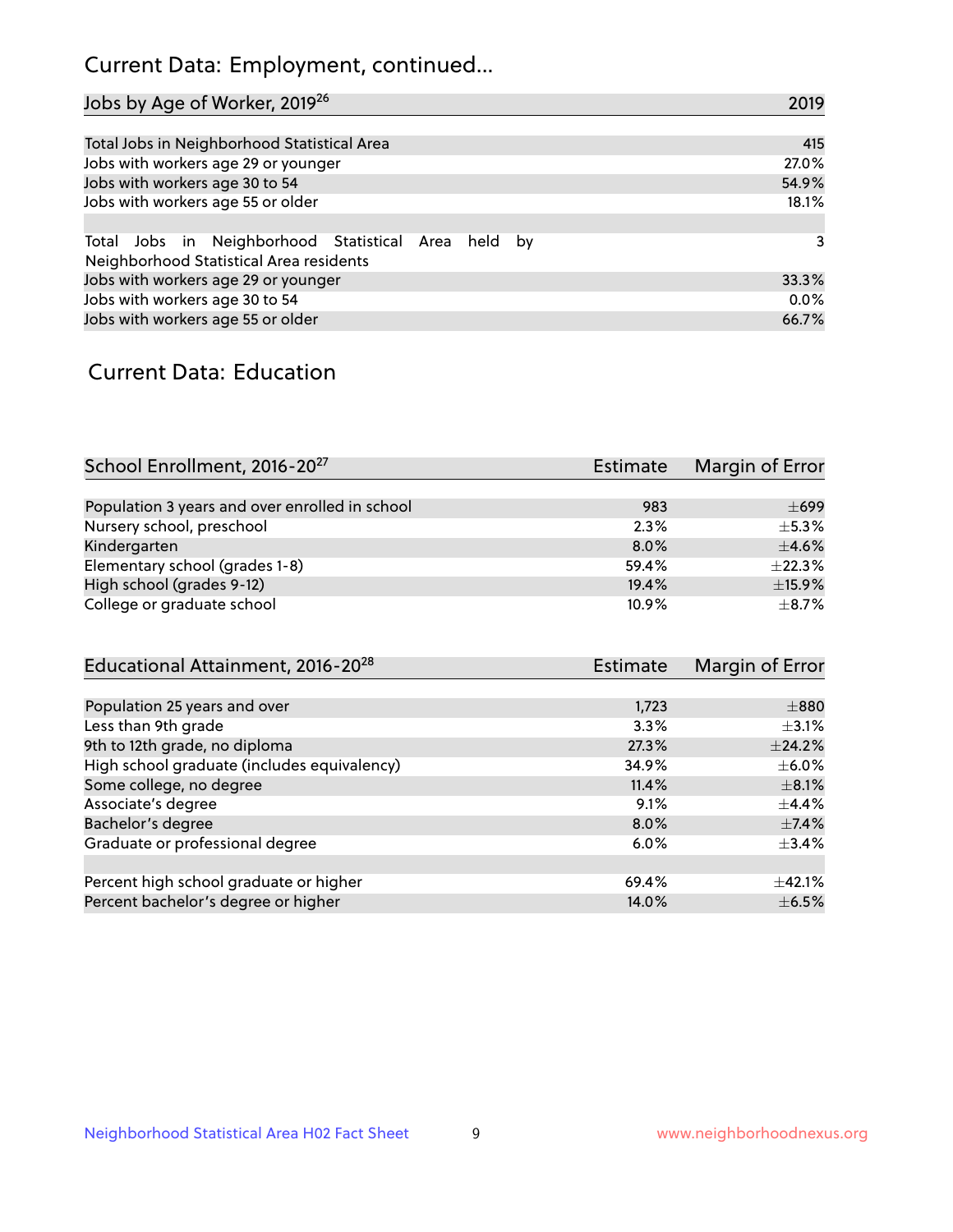## Current Data: Employment, continued...

| Jobs by Age of Worker, 2019[26] | 2019 |
| --- | --- |
| Total Jobs in Neighborhood Statistical Area | 415 |
| Jobs with workers age 29 or younger | 27.0% |
| Jobs with workers age 30 to 54 | 54.9% |
| Jobs with workers age 55 or older | 18.1% |
| | |
| Total Jobs in Neighborhood Statistical Area held by Neighborhood Statistical Area residents | 3 |
| Jobs with workers age 29 or younger | 33.3% |
| Jobs with workers age 30 to 54 | 0.0% |
| Jobs with workers age 55 or older | 66.7% |

## Current Data: Education

| School Enrollment, 2016-20[27] | Estimate | Margin of Error |
| --- | --- | --- |
| Population 3 years and over enrolled in school | 983 | ±699 |
| Nursery school, preschool | 2.3% | ±5.3% |
| Kindergarten | 8.0% | ±4.6% |
| Elementary school (grades 1-8) | 59.4% | ±22.3% |
| High school (grades 9-12) | 19.4% | ±15.9% |
| College or graduate school | 10.9% | ±8.7% |

| Educational Attainment, 2016-20[28] | Estimate | Margin of Error |
| --- | --- | --- |
| Population 25 years and over | 1,723 | ±880 |
| Less than 9th grade | 3.3% | ±3.1% |
| 9th to 12th grade, no diploma | 27.3% | ±24.2% |
| High school graduate (includes equivalency) | 34.9% | ±6.0% |
| Some college, no degree | 11.4% | ±8.1% |
| Associate's degree | 9.1% | ±4.4% |
| Bachelor's degree | 8.0% | ±7.4% |
| Graduate or professional degree | 6.0% | ±3.4% |
| | | |
| Percent high school graduate or higher | 69.4% | ±42.1% |
| Percent bachelor's degree or higher | 14.0% | ±6.5% |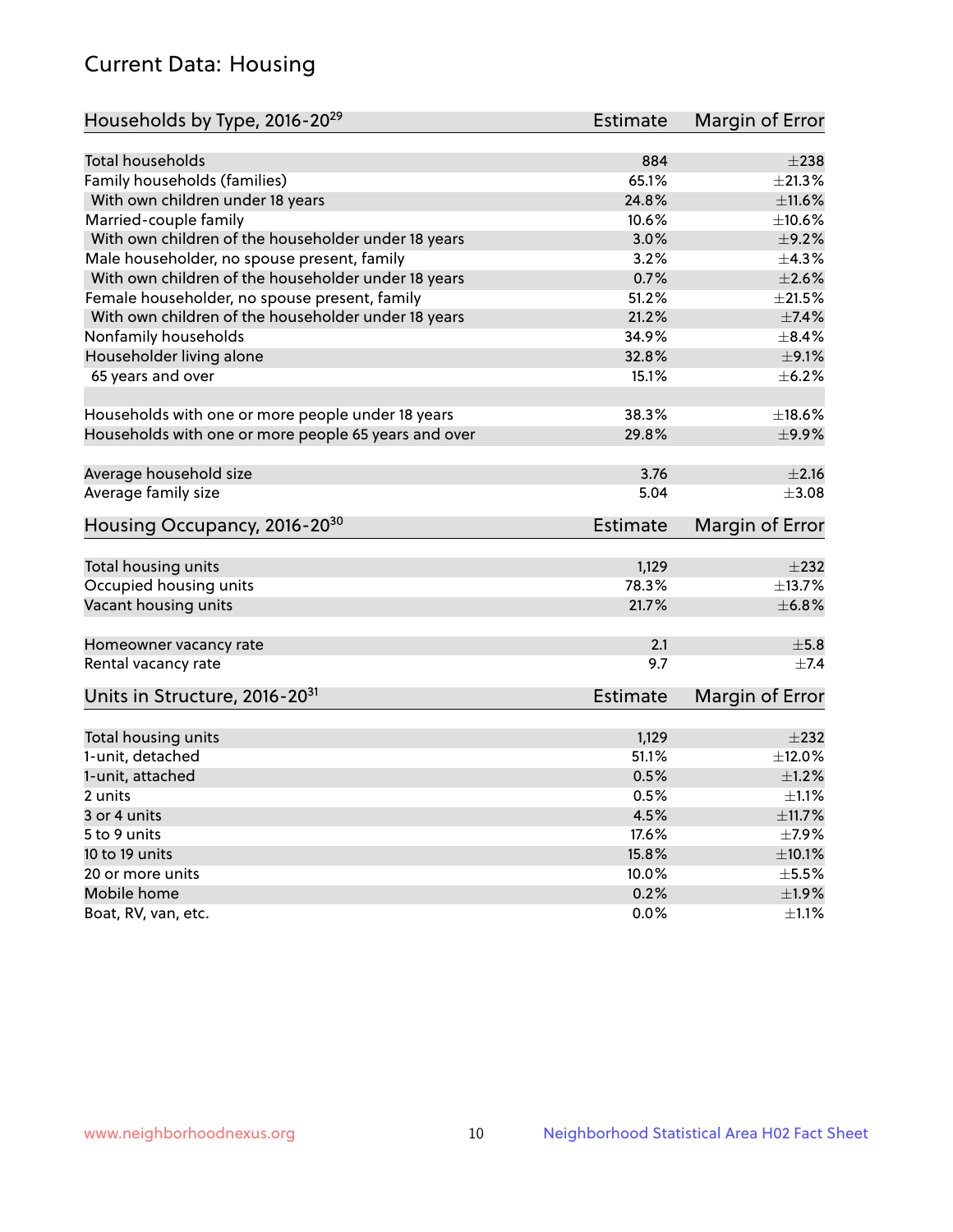# Current Data: Housing

| Households by Type, 2016-20[29] | Estimate | Margin of Error |
|---|---|---|
| Total households | 884 | ±238 |
| Family households (families) | 65.1% | ±21.3% |
| With own children under 18 years | 24.8% | ±11.6% |
| Married-couple family | 10.6% | ±10.6% |
| With own children of the householder under 18 years | 3.0% | ±9.2% |
| Male householder, no spouse present, family | 3.2% | ±4.3% |
| With own children of the householder under 18 years | 0.7% | ±2.6% |
| Female householder, no spouse present, family | 51.2% | ±21.5% |
| With own children of the householder under 18 years | 21.2% | ±7.4% |
| Nonfamily households | 34.9% | ±8.4% |
| Householder living alone | 32.8% | ±9.1% |
| 65 years and over | 15.1% | ±6.2% |
| Households with one or more people under 18 years | 38.3% | ±18.6% |
| Households with one or more people 65 years and over | 29.8% | ±9.9% |
| Average household size | 3.76 | ±2.16 |
| Average family size | 5.04 | ±3.08 |

| Housing Occupancy, 2016-20[30] | Estimate | Margin of Error |
|---|---|---|
| Total housing units | 1,129 | ±232 |
| Occupied housing units | 78.3% | ±13.7% |
| Vacant housing units | 21.7% | ±6.8% |
| Homeowner vacancy rate | 2.1 | ±5.8 |
| Rental vacancy rate | 9.7 | ±7.4 |

| Units in Structure, 2016-20[31] | Estimate | Margin of Error |
|---|---|---|
| Total housing units | 1,129 | ±232 |
| 1-unit, detached | 51.1% | ±12.0% |
| 1-unit, attached | 0.5% | ±1.2% |
| 2 units | 0.5% | ±1.1% |
| 3 or 4 units | 4.5% | ±11.7% |
| 5 to 9 units | 17.6% | ±7.9% |
| 10 to 19 units | 15.8% | ±10.1% |
| 20 or more units | 10.0% | ±5.5% |
| Mobile home | 0.2% | ±1.9% |
| Boat, RV, van, etc. | 0.0% | ±1.1% |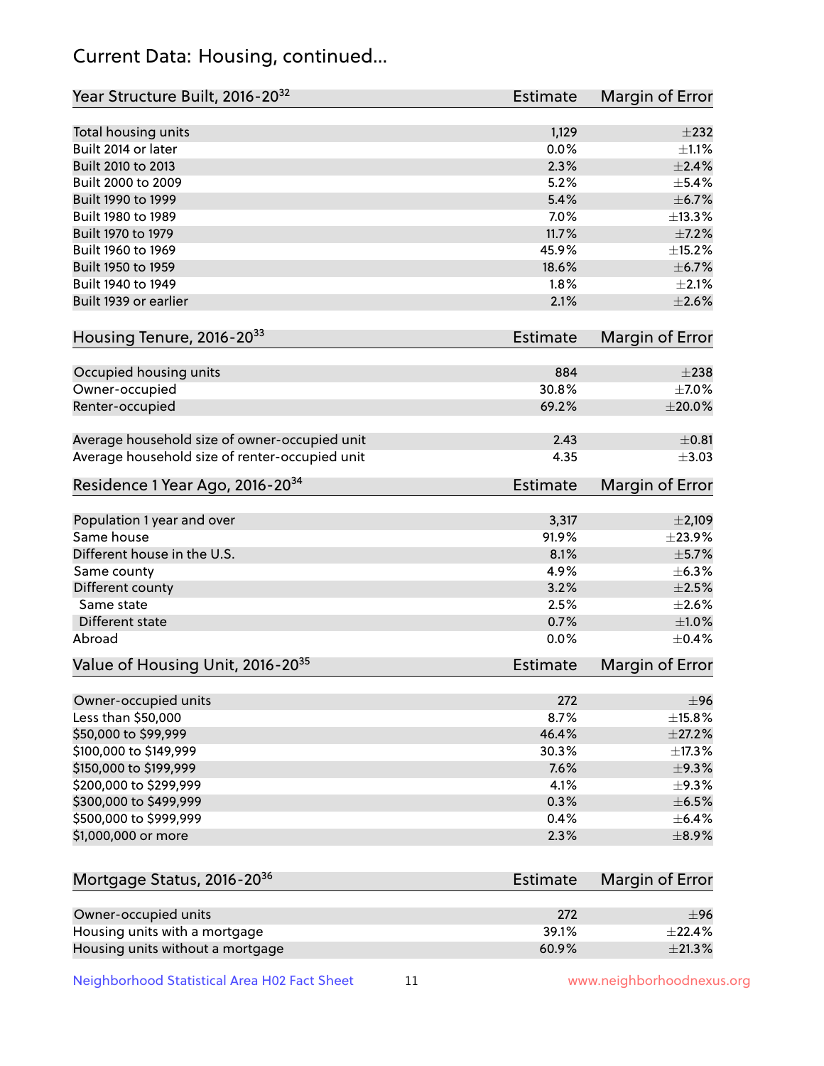## Current Data: Housing, continued...

| Year Structure Built, 2016-20[32] | Estimate | Margin of Error |
|---|---|---|
| Total housing units | 1,129 | ±232 |
| Built 2014 or later | 0.0% | ±1.1% |
| Built 2010 to 2013 | 2.3% | ±2.4% |
| Built 2000 to 2009 | 5.2% | ±5.4% |
| Built 1990 to 1999 | 5.4% | ±6.7% |
| Built 1980 to 1989 | 7.0% | ±13.3% |
| Built 1970 to 1979 | 11.7% | ±7.2% |
| Built 1960 to 1969 | 45.9% | ±15.2% |
| Built 1950 to 1959 | 18.6% | ±6.7% |
| Built 1940 to 1949 | 1.8% | ±2.1% |
| Built 1939 or earlier | 2.1% | ±2.6% |

| Housing Tenure, 2016-20[33] | Estimate | Margin of Error |
|---|---|---|
| Occupied housing units | 884 | ±238 |
| Owner-occupied | 30.8% | ±7.0% |
| Renter-occupied | 69.2% | ±20.0% |
| Average household size of owner-occupied unit | 2.43 | ±0.81 |
| Average household size of renter-occupied unit | 4.35 | ±3.03 |

| Residence 1 Year Ago, 2016-20[34] | Estimate | Margin of Error |
|---|---|---|
| Population 1 year and over | 3,317 | ±2,109 |
| Same house | 91.9% | ±23.9% |
| Different house in the U.S. | 8.1% | ±5.7% |
| Same county | 4.9% | ±6.3% |
| Different county | 3.2% | ±2.5% |
| Same state | 2.5% | ±2.6% |
| Different state | 0.7% | ±1.0% |
| Abroad | 0.0% | ±0.4% |

| Value of Housing Unit, 2016-20[35] | Estimate | Margin of Error |
|---|---|---|
| Owner-occupied units | 272 | ±96 |
| Less than $50,000 | 8.7% | ±15.8% |
| $50,000 to $99,999 | 46.4% | ±27.2% |
| $100,000 to $149,999 | 30.3% | ±17.3% |
| $150,000 to $199,999 | 7.6% | ±9.3% |
| $200,000 to $299,999 | 4.1% | ±9.3% |
| $300,000 to $499,999 | 0.3% | ±6.5% |
| $500,000 to $999,999 | 0.4% | ±6.4% |
| $1,000,000 or more | 2.3% | ±8.9% |

| Mortgage Status, 2016-20[36] | Estimate | Margin of Error |
|---|---|---|
| Owner-occupied units | 272 | ±96 |
| Housing units with a mortgage | 39.1% | ±22.4% |
| Housing units without a mortgage | 60.9% | ±21.3% |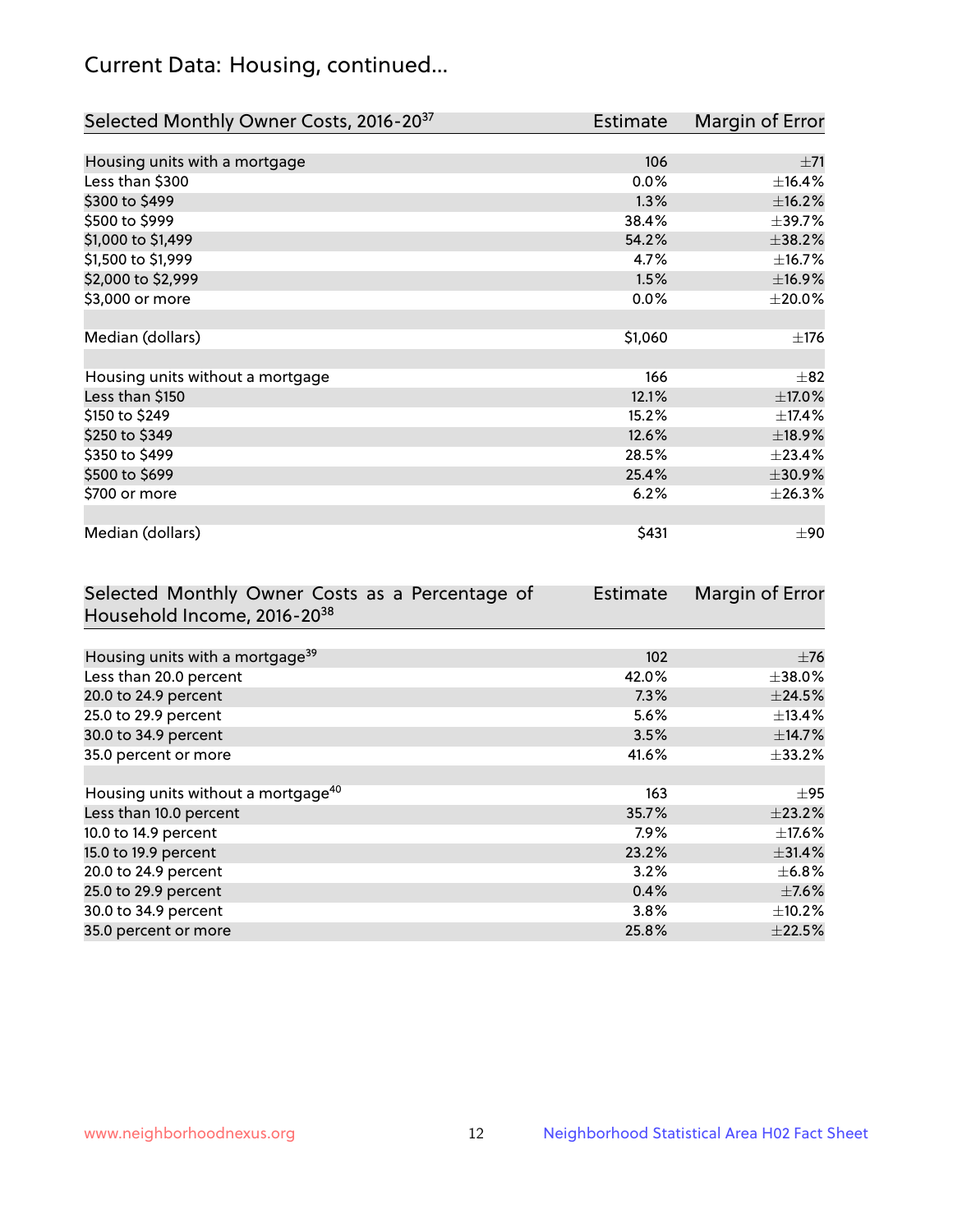# Current Data: Housing, continued...

| Selected Monthly Owner Costs, 2016-20[37] | Estimate | Margin of Error |
|---|---|---|
| Housing units with a mortgage | 106 | ±71 |
| Less than $300 | 0.0% | ±16.4% |
| $300 to $499 | 1.3% | ±16.2% |
| $500 to $999 | 38.4% | ±39.7% |
| $1,000 to $1,499 | 54.2% | ±38.2% |
| $1,500 to $1,999 | 4.7% | ±16.7% |
| $2,000 to $2,999 | 1.5% | ±16.9% |
| $3,000 or more | 0.0% | ±20.0% |
| | | |
| Median (dollars) | $1,060 | ±176 |
| | | |
| Housing units without a mortgage | 166 | ±82 |
| Less than $150 | 12.1% | ±17.0% |
| $150 to $249 | 15.2% | ±17.4% |
| $250 to $349 | 12.6% | ±18.9% |
| $350 to $499 | 28.5% | ±23.4% |
| $500 to $699 | 25.4% | ±30.9% |
| $700 or more | 6.2% | ±26.3% |
| | | |
| Median (dollars) | $431 | ±90 |

| Selected Monthly Owner Costs as a Percentage of Household Income, 2016-20[38] | Estimate | Margin of Error |
|---|---|---|
| Housing units with a mortgage[39] | 102 | ±76 |
| Less than 20.0 percent | 42.0% | ±38.0% |
| 20.0 to 24.9 percent | 7.3% | ±24.5% |
| 25.0 to 29.9 percent | 5.6% | ±13.4% |
| 30.0 to 34.9 percent | 3.5% | ±14.7% |
| 35.0 percent or more | 41.6% | ±33.2% |
| | | |
| Housing units without a mortgage[40] | 163 | ±95 |
| Less than 10.0 percent | 35.7% | ±23.2% |
| 10.0 to 14.9 percent | 7.9% | ±17.6% |
| 15.0 to 19.9 percent | 23.2% | ±31.4% |
| 20.0 to 24.9 percent | 3.2% | ±6.8% |
| 25.0 to 29.9 percent | 0.4% | ±7.6% |
| 30.0 to 34.9 percent | 3.8% | ±10.2% |
| 35.0 percent or more | 25.8% | ±22.5% |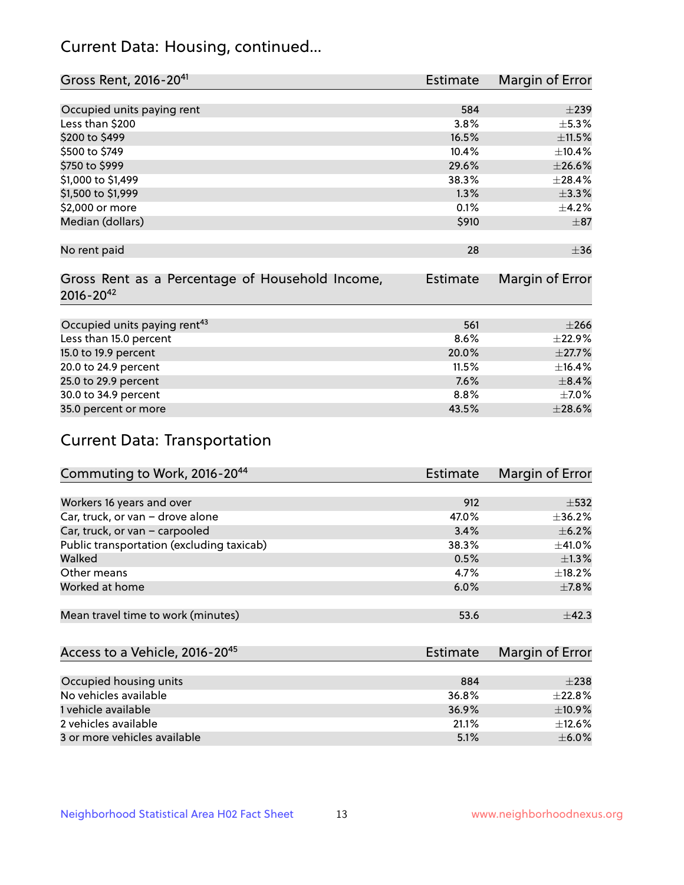## Current Data: Housing, continued...

| Gross Rent, 2016-20[41] | Estimate | Margin of Error |
|---|---|---|
| Occupied units paying rent | 584 | ±239 |
| Less than $200 | 3.8% | ±5.3% |
| $200 to $499 | 16.5% | ±11.5% |
| $500 to $749 | 10.4% | ±10.4% |
| $750 to $999 | 29.6% | ±26.6% |
| $1,000 to $1,499 | 38.3% | ±28.4% |
| $1,500 to $1,999 | 1.3% | ±3.3% |
| $2,000 or more | 0.1% | ±4.2% |
| Median (dollars) | $910 | ±87 |
| No rent paid | 28 | ±36 |

| Gross Rent as a Percentage of Household Income, 2016-20[42] | Estimate | Margin of Error |
|---|---|---|
| Occupied units paying rent[43] | 561 | ±266 |
| Less than 15.0 percent | 8.6% | ±22.9% |
| 15.0 to 19.9 percent | 20.0% | ±27.7% |
| 20.0 to 24.9 percent | 11.5% | ±16.4% |
| 25.0 to 29.9 percent | 7.6% | ±8.4% |
| 30.0 to 34.9 percent | 8.8% | ±7.0% |
| 35.0 percent or more | 43.5% | ±28.6% |

## Current Data: Transportation

| Commuting to Work, 2016-20[44] | Estimate | Margin of Error |
|---|---|---|
| Workers 16 years and over | 912 | ±532 |
| Car, truck, or van – drove alone | 47.0% | ±36.2% |
| Car, truck, or van – carpooled | 3.4% | ±6.2% |
| Public transportation (excluding taxicab) | 38.3% | ±41.0% |
| Walked | 0.5% | ±1.3% |
| Other means | 4.7% | ±18.2% |
| Worked at home | 6.0% | ±7.8% |
| Mean travel time to work (minutes) | 53.6 | ±42.3 |

| Access to a Vehicle, 2016-20[45] | Estimate | Margin of Error |
|---|---|---|
| Occupied housing units | 884 | ±238 |
| No vehicles available | 36.8% | ±22.8% |
| 1 vehicle available | 36.9% | ±10.9% |
| 2 vehicles available | 21.1% | ±12.6% |
| 3 or more vehicles available | 5.1% | ±6.0% |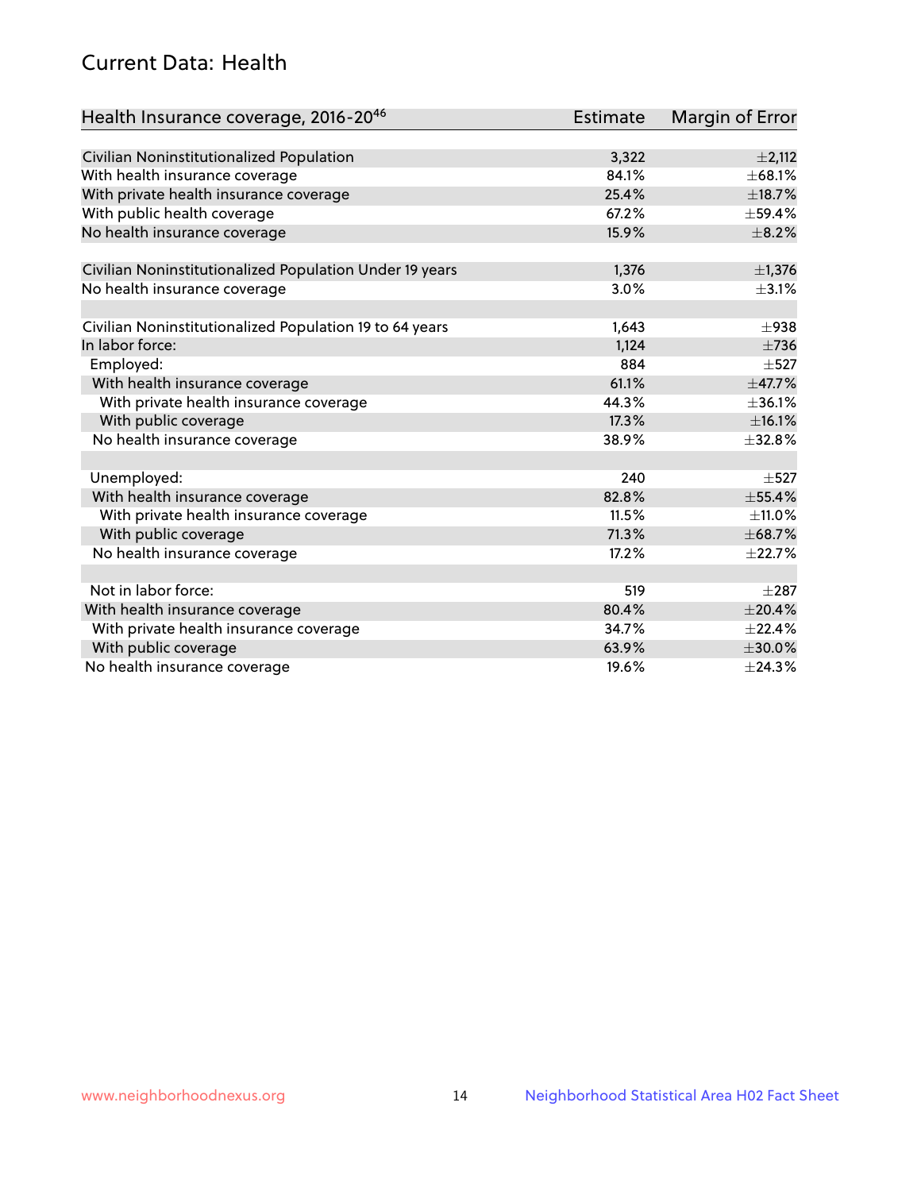# Current Data: Health

| Health Insurance coverage, 2016-20[46] | Estimate | Margin of Error |
|---|---|---|
| Civilian Noninstitutionalized Population | 3,322 | ±2,112 |
| With health insurance coverage | 84.1% | ±68.1% |
| With private health insurance coverage | 25.4% | ±18.7% |
| With public health coverage | 67.2% | ±59.4% |
| No health insurance coverage | 15.9% | ±8.2% |
| | | |
| Civilian Noninstitutionalized Population Under 19 years | 1,376 | ±1,376 |
| No health insurance coverage | 3.0% | ±3.1% |
| | | |
| Civilian Noninstitutionalized Population 19 to 64 years | 1,643 | ±938 |
| In labor force: | 1,124 | ±736 |
| Employed: | 884 | ±527 |
| With health insurance coverage | 61.1% | ±47.7% |
| With private health insurance coverage | 44.3% | ±36.1% |
| With public coverage | 17.3% | ±16.1% |
| No health insurance coverage | 38.9% | ±32.8% |
| | | |
| Unemployed: | 240 | ±527 |
| With health insurance coverage | 82.8% | ±55.4% |
| With private health insurance coverage | 11.5% | ±11.0% |
| With public coverage | 71.3% | ±68.7% |
| No health insurance coverage | 17.2% | ±22.7% |
| | | |
| Not in labor force: | 519 | ±287 |
| With health insurance coverage | 80.4% | ±20.4% |
| With private health insurance coverage | 34.7% | ±22.4% |
| With public coverage | 63.9% | ±30.0% |
| No health insurance coverage | 19.6% | ±24.3% |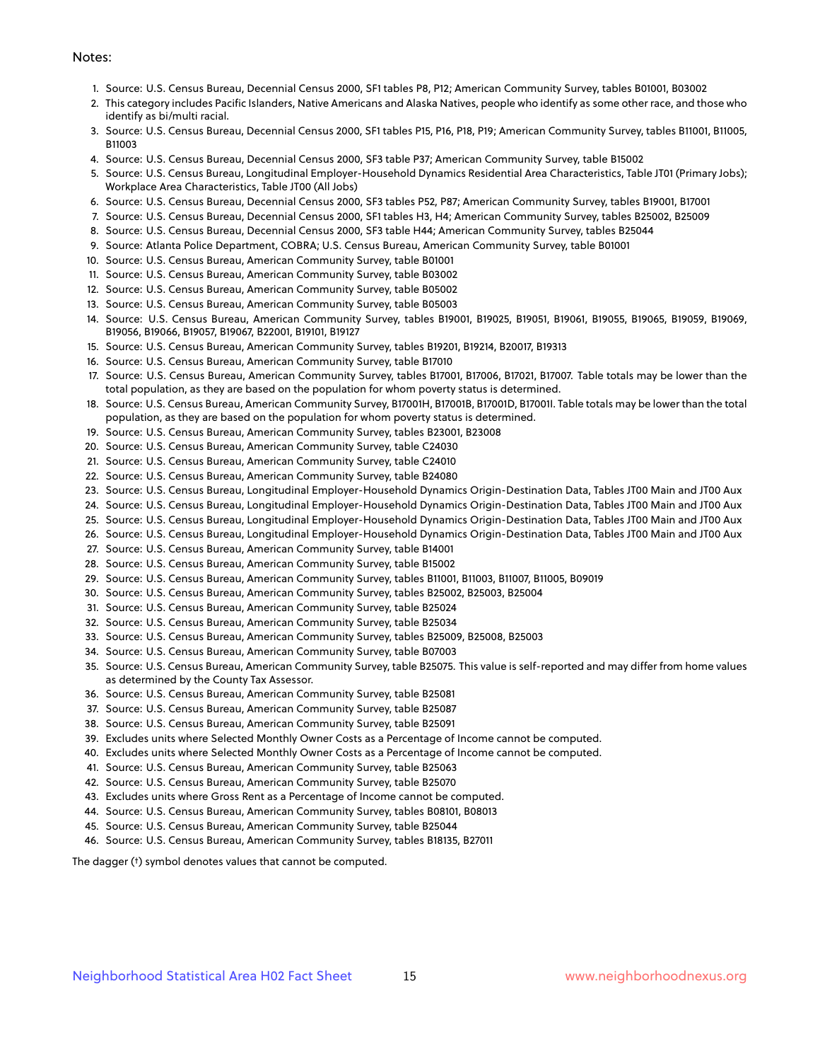Notes:

1. Source: U.S. Census Bureau, Decennial Census 2000, SF1 tables P8, P12; American Community Survey, tables B01001, B03002
2. This category includes Pacific Islanders, Native Americans and Alaska Natives, people who identify as some other race, and those who identify as bi/multi racial.
3. Source: U.S. Census Bureau, Decennial Census 2000, SF1 tables P15, P16, P18, P19; American Community Survey, tables B11001, B11005, B11003
4. Source: U.S. Census Bureau, Decennial Census 2000, SF3 table P37; American Community Survey, table B15002
5. Source: U.S. Census Bureau, Longitudinal Employer-Household Dynamics Residential Area Characteristics, Table JT01 (Primary Jobs); Workplace Area Characteristics, Table JT00 (All Jobs)
6. Source: U.S. Census Bureau, Decennial Census 2000, SF3 tables P52, P87; American Community Survey, tables B19001, B17001
7. Source: U.S. Census Bureau, Decennial Census 2000, SF1 tables H3, H4; American Community Survey, tables B25002, B25009
8. Source: U.S. Census Bureau, Decennial Census 2000, SF3 table H44; American Community Survey, tables B25044
9. Source: Atlanta Police Department, COBRA; U.S. Census Bureau, American Community Survey, table B01001
10. Source: U.S. Census Bureau, American Community Survey, table B01001
11. Source: U.S. Census Bureau, American Community Survey, table B03002
12. Source: U.S. Census Bureau, American Community Survey, table B05002
13. Source: U.S. Census Bureau, American Community Survey, table B05003
14. Source: U.S. Census Bureau, American Community Survey, tables B19001, B19025, B19051, B19061, B19055, B19065, B19059, B19069, B19056, B19066, B19057, B19067, B22001, B19101, B19127
15. Source: U.S. Census Bureau, American Community Survey, tables B19201, B19214, B20017, B19313
16. Source: U.S. Census Bureau, American Community Survey, table B17010
17. Source: U.S. Census Bureau, American Community Survey, tables B17001, B17006, B17021, B17007. Table totals may be lower than the total population, as they are based on the population for whom poverty status is determined.
18. Source: U.S. Census Bureau, American Community Survey, B17001H, B17001B, B17001D, B17001I. Table totals may be lower than the total population, as they are based on the population for whom poverty status is determined.
19. Source: U.S. Census Bureau, American Community Survey, tables B23001, B23008
20. Source: U.S. Census Bureau, American Community Survey, table C24030
21. Source: U.S. Census Bureau, American Community Survey, table C24010
22. Source: U.S. Census Bureau, American Community Survey, table B24080
23. Source: U.S. Census Bureau, Longitudinal Employer-Household Dynamics Origin-Destination Data, Tables JT00 Main and JT00 Aux
24. Source: U.S. Census Bureau, Longitudinal Employer-Household Dynamics Origin-Destination Data, Tables JT00 Main and JT00 Aux
25. Source: U.S. Census Bureau, Longitudinal Employer-Household Dynamics Origin-Destination Data, Tables JT00 Main and JT00 Aux
26. Source: U.S. Census Bureau, Longitudinal Employer-Household Dynamics Origin-Destination Data, Tables JT00 Main and JT00 Aux
27. Source: U.S. Census Bureau, American Community Survey, table B14001
28. Source: U.S. Census Bureau, American Community Survey, table B15002
29. Source: U.S. Census Bureau, American Community Survey, tables B11001, B11003, B11007, B11005, B09019
30. Source: U.S. Census Bureau, American Community Survey, tables B25002, B25003, B25004
31. Source: U.S. Census Bureau, American Community Survey, table B25024
32. Source: U.S. Census Bureau, American Community Survey, table B25034
33. Source: U.S. Census Bureau, American Community Survey, tables B25009, B25008, B25003
34. Source: U.S. Census Bureau, American Community Survey, table B07003
35. Source: U.S. Census Bureau, American Community Survey, table B25075. This value is self-reported and may differ from home values as determined by the County Tax Assessor.
36. Source: U.S. Census Bureau, American Community Survey, table B25081
37. Source: U.S. Census Bureau, American Community Survey, table B25087
38. Source: U.S. Census Bureau, American Community Survey, table B25091
39. Excludes units where Selected Monthly Owner Costs as a Percentage of Income cannot be computed.
40. Excludes units where Selected Monthly Owner Costs as a Percentage of Income cannot be computed.
41. Source: U.S. Census Bureau, American Community Survey, table B25063
42. Source: U.S. Census Bureau, American Community Survey, table B25070
43. Excludes units where Gross Rent as a Percentage of Income cannot be computed.
44. Source: U.S. Census Bureau, American Community Survey, tables B08101, B08013
45. Source: U.S. Census Bureau, American Community Survey, table B25044
46. Source: U.S. Census Bureau, American Community Survey, tables B18135, B27011

The dagger (†) symbol denotes values that cannot be computed.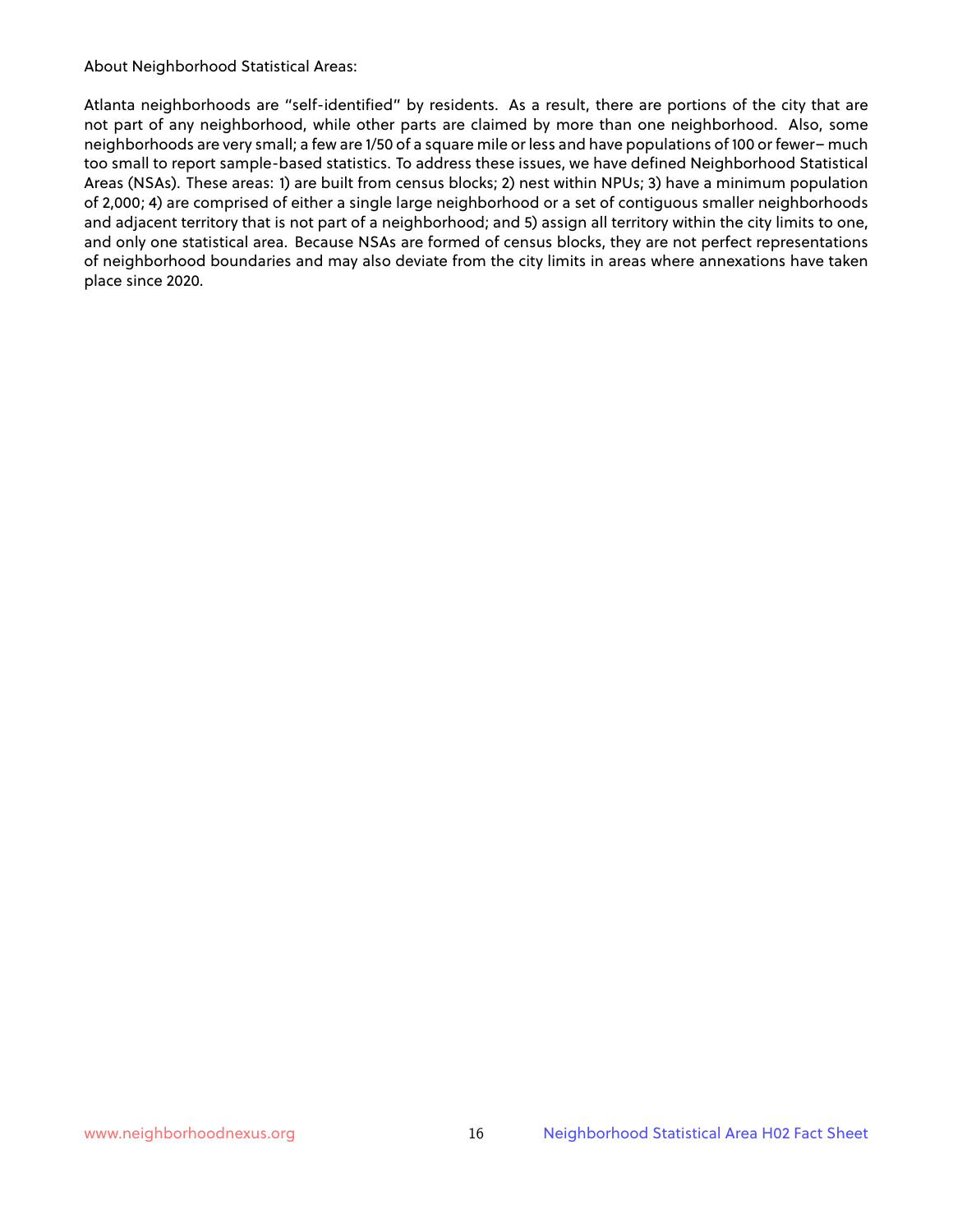About Neighborhood Statistical Areas:

Atlanta neighborhoods are "self-identified" by residents. As a result, there are portions of the city that are not part of any neighborhood, while other parts are claimed by more than one neighborhood. Also, some neighborhoods are very small; a few are 1/50 of a square mile or less and have populations of 100 or fewer– much too small to report sample-based statistics. To address these issues, we have defined Neighborhood Statistical Areas (NSAs). These areas: 1) are built from census blocks; 2) nest within NPUs; 3) have a minimum population of 2,000; 4) are comprised of either a single large neighborhood or a set of contiguous smaller neighborhoods and adjacent territory that is not part of a neighborhood; and 5) assign all territory within the city limits to one, and only one statistical area. Because NSAs are formed of census blocks, they are not perfect representations of neighborhood boundaries and may also deviate from the city limits in areas where annexations have taken place since 2020.